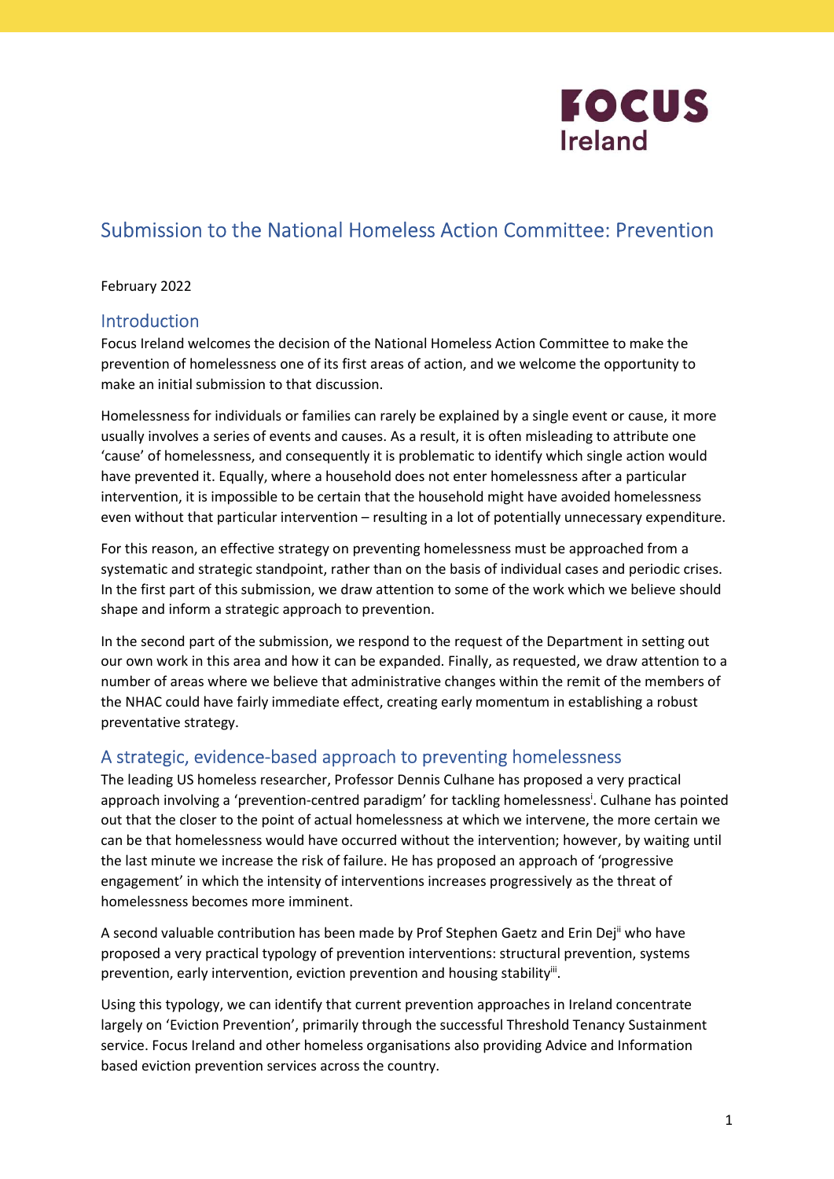FOCUS Ireland

# Submission to the National Homeless Action Committee: Prevention

February 2022

## Introduction

Focus Ireland welcomes the decision of the National Homeless Action Committee to make the prevention of homelessness one of its first areas of action, and we welcome the opportunity to make an initial submission to that discussion.

Homelessness for individuals or families can rarely be explained by a single event or cause, it more usually involves a series of events and causes. As a result, it is often misleading to attribute one 'cause' of homelessness, and consequently it is problematic to identify which single action would have prevented it. Equally, where a household does not enter homelessness after a particular intervention, it is impossible to be certain that the household might have avoided homelessness even without that particular intervention – resulting in a lot of potentially unnecessary expenditure.

For this reason, an effective strategy on preventing homelessness must be approached from a systematic and strategic standpoint, rather than on the basis of individual cases and periodic crises. In the first part of this submission, we draw attention to some of the work which we believe should shape and inform a strategic approach to prevention.

In the second part of the submission, we respond to the request of the Department in setting out our own work in this area and how it can be expanded. Finally, as requested, we draw attention to a number of areas where we believe that administrative changes within the remit of the members of the NHAC could have fairly immediate effect, creating early momentum in establishing a robust preventative strategy.

## A strategic, evidence-based approach to preventing homelessness

The leading US homeless researcher, Professor Dennis Culhane has proposed a very practical approach involving a 'prevention-centred paradigm' for tackling homelessness[i]. Culhane has pointed out that the closer to the point of actual homelessness at which we intervene, the more certain we can be that homelessness would have occurred without the intervention; however, by waiting until the last minute we increase the risk of failure. He has proposed an approach of 'progressive engagement' in which the intensity of interventions increases progressively as the threat of homelessness becomes more imminent.

A second valuable contribution has been made by Prof Stephen Gaetz and Erin Dej[ii] who have proposed a very practical typology of prevention interventions: structural prevention, systems prevention, early intervention, eviction prevention and housing stability[iii].

Using this typology, we can identify that current prevention approaches in Ireland concentrate largely on 'Eviction Prevention', primarily through the successful Threshold Tenancy Sustainment service. Focus Ireland and other homeless organisations also providing Advice and Information based eviction prevention services across the country.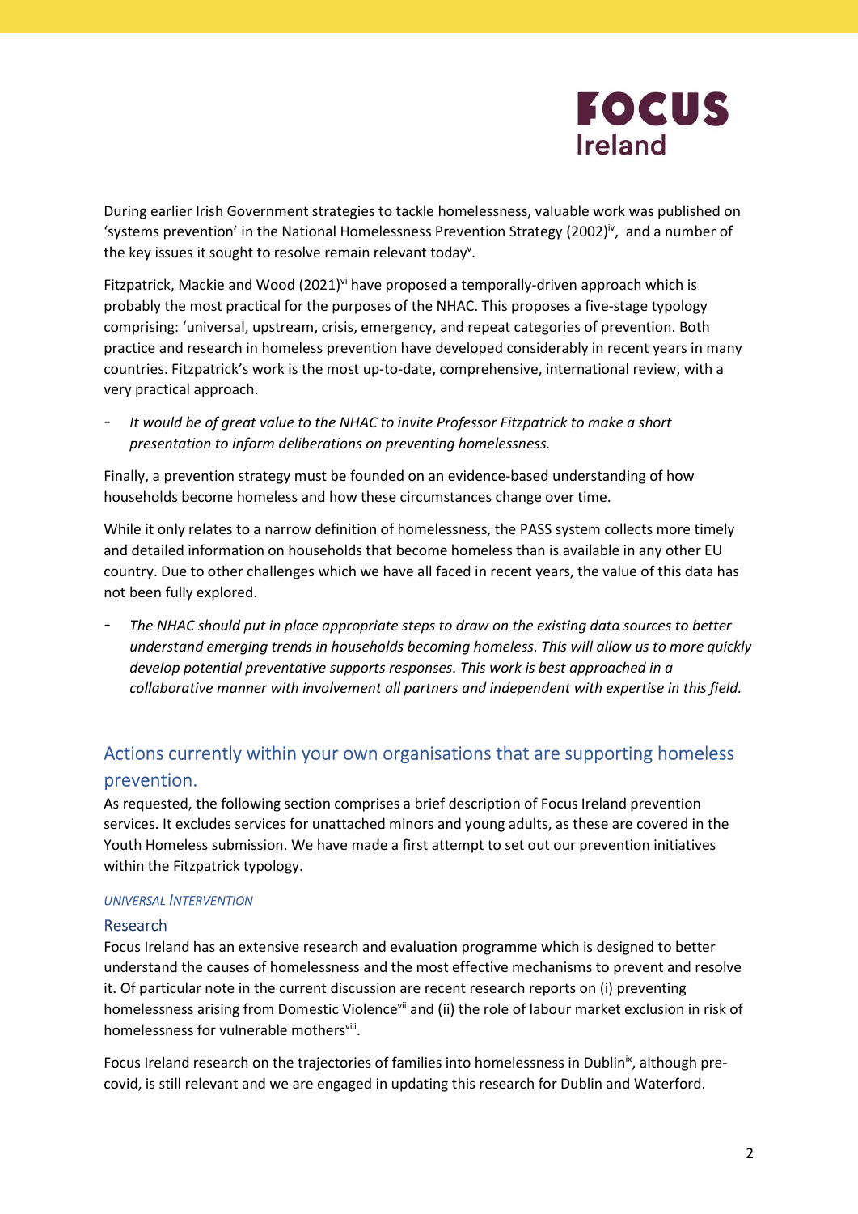During earlier Irish Government strategies to tackle homelessness, valuable work was published on 'systems prevention' in the National Homelessness Prevention Strategy (2002)[iv], and a number of the key issues it sought to resolve remain relevant today[v].

Fitzpatrick, Mackie and Wood (2021)[vi] have proposed a temporally-driven approach which is probably the most practical for the purposes of the NHAC. This proposes a five-stage typology comprising: 'universal, upstream, crisis, emergency, and repeat categories of prevention. Both practice and research in homeless prevention have developed considerably in recent years in many countries. Fitzpatrick's work is the most up-to-date, comprehensive, international review, with a very practical approach.

- *It would be of great value to the NHAC to invite Professor Fitzpatrick to make a short presentation to inform deliberations on preventing homelessness.*

Finally, a prevention strategy must be founded on an evidence-based understanding of how households become homeless and how these circumstances change over time.

While it only relates to a narrow definition of homelessness, the PASS system collects more timely and detailed information on households that become homeless than is available in any other EU country. Due to other challenges which we have all faced in recent years, the value of this data has not been fully explored.

- *The NHAC should put in place appropriate steps to draw on the existing data sources to better understand emerging trends in households becoming homeless. This will allow us to more quickly develop potential preventative supports responses. This work is best approached in a collaborative manner with involvement all partners and independent with expertise in this field.*

## Actions currently within your own organisations that are supporting homeless prevention.

As requested, the following section comprises a brief description of Focus Ireland prevention services. It excludes services for unattached minors and young adults, as these are covered in the Youth Homeless submission. We have made a first attempt to set out our prevention initiatives within the Fitzpatrick typology.

#### *UNIVERSAL INTERVENTION*

### Research

Focus Ireland has an extensive research and evaluation programme which is designed to better understand the causes of homelessness and the most effective mechanisms to prevent and resolve it. Of particular note in the current discussion are recent research reports on (i) preventing homelessness arising from Domestic Violence[vii] and (ii) the role of labour market exclusion in risk of homelessness for vulnerable mothers[viii].

Focus Ireland research on the trajectories of families into homelessness in Dublin[ix], although pre-covid, is still relevant and we are engaged in updating this research for Dublin and Waterford.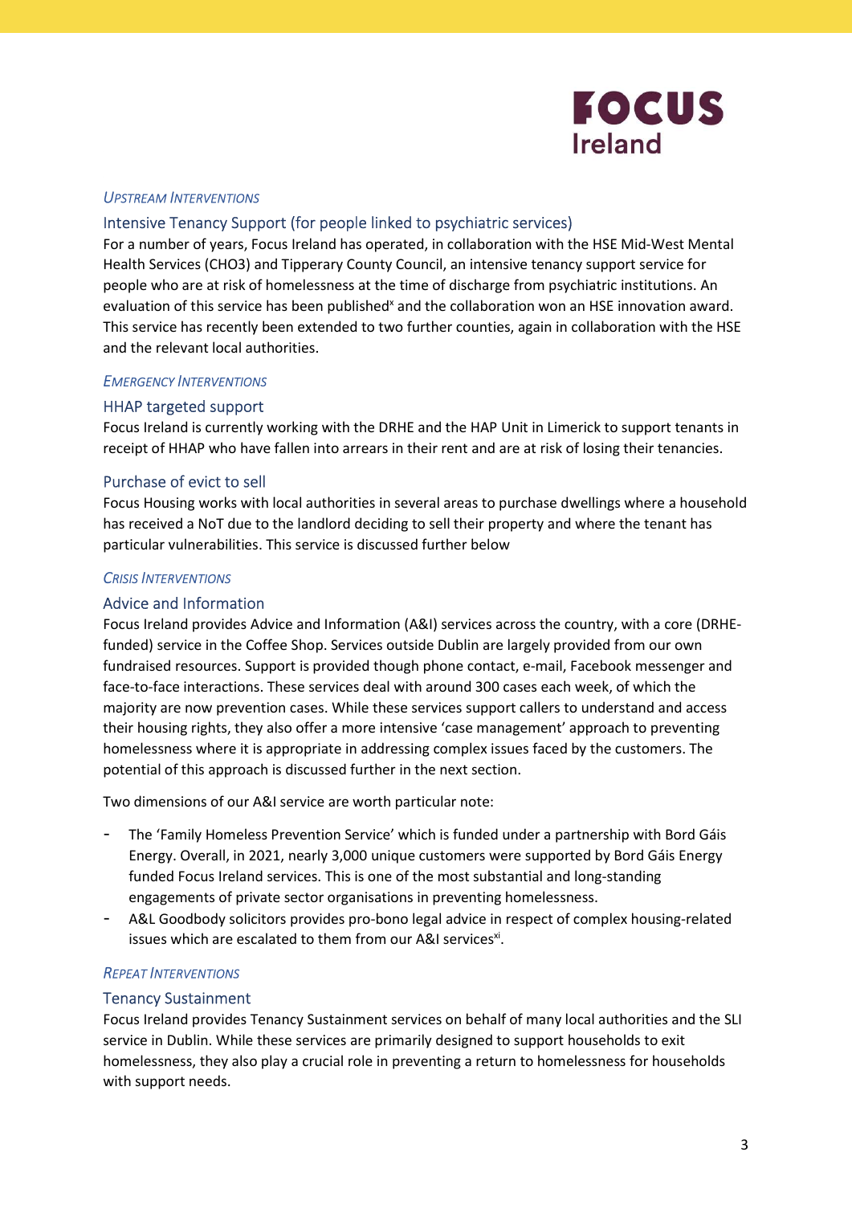### *Upstream Interventions*

#### Intensive Tenancy Support (for people linked to psychiatric services)

For a number of years, Focus Ireland has operated, in collaboration with the HSE Mid-West Mental Health Services (CHO3) and Tipperary County Council, an intensive tenancy support service for people who are at risk of homelessness at the time of discharge from psychiatric institutions. An evaluation of this service has been published[x] and the collaboration won an HSE innovation award. This service has recently been extended to two further counties, again in collaboration with the HSE and the relevant local authorities.

### *Emergency Interventions*

#### HHAP targeted support

Focus Ireland is currently working with the DRHE and the HAP Unit in Limerick to support tenants in receipt of HHAP who have fallen into arrears in their rent and are at risk of losing their tenancies.

#### Purchase of evict to sell

Focus Housing works with local authorities in several areas to purchase dwellings where a household has received a NoT due to the landlord deciding to sell their property and where the tenant has particular vulnerabilities. This service is discussed further below

### *Crisis Interventions*

#### Advice and Information

Focus Ireland provides Advice and Information (A&I) services across the country, with a core (DRHE-funded) service in the Coffee Shop. Services outside Dublin are largely provided from our own fundraised resources. Support is provided though phone contact, e-mail, Facebook messenger and face-to-face interactions. These services deal with around 300 cases each week, of which the majority are now prevention cases. While these services support callers to understand and access their housing rights, they also offer a more intensive 'case management' approach to preventing homelessness where it is appropriate in addressing complex issues faced by the customers. The potential of this approach is discussed further in the next section.

Two dimensions of our A&I service are worth particular note:

- The 'Family Homeless Prevention Service' which is funded under a partnership with Bord Gáis Energy. Overall, in 2021, nearly 3,000 unique customers were supported by Bord Gáis Energy funded Focus Ireland services. This is one of the most substantial and long-standing engagements of private sector organisations in preventing homelessness.
- A&L Goodbody solicitors provides pro-bono legal advice in respect of complex housing-related issues which are escalated to them from our A&I services[xi].

### *Repeat Interventions*

#### Tenancy Sustainment

Focus Ireland provides Tenancy Sustainment services on behalf of many local authorities and the SLI service in Dublin. While these services are primarily designed to support households to exit homelessness, they also play a crucial role in preventing a return to homelessness for households with support needs.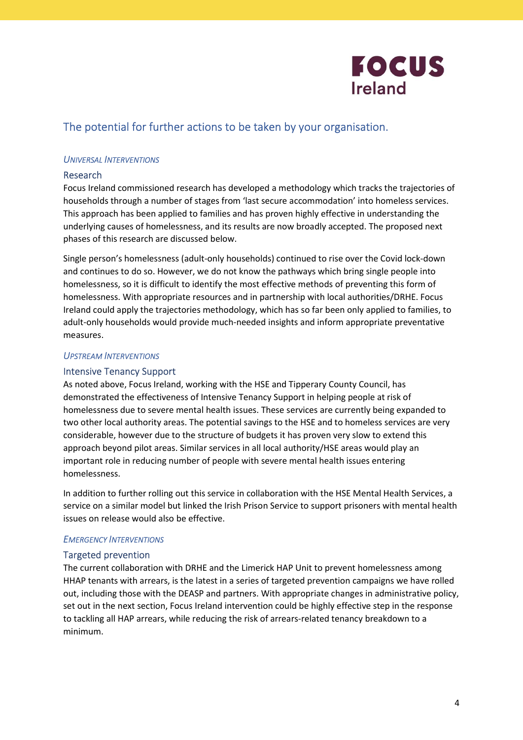## The potential for further actions to be taken by your organisation.

### *Universal Interventions*

#### Research

Focus Ireland commissioned research has developed a methodology which tracks the trajectories of households through a number of stages from 'last secure accommodation' into homeless services. This approach has been applied to families and has proven highly effective in understanding the underlying causes of homelessness, and its results are now broadly accepted. The proposed next phases of this research are discussed below.

Single person's homelessness (adult-only households) continued to rise over the Covid lock-down and continues to do so. However, we do not know the pathways which bring single people into homelessness, so it is difficult to identify the most effective methods of preventing this form of homelessness. With appropriate resources and in partnership with local authorities/DRHE. Focus Ireland could apply the trajectories methodology, which has so far been only applied to families, to adult-only households would provide much-needed insights and inform appropriate preventative measures.

### *Upstream Interventions*

#### Intensive Tenancy Support

As noted above, Focus Ireland, working with the HSE and Tipperary County Council, has demonstrated the effectiveness of Intensive Tenancy Support in helping people at risk of homelessness due to severe mental health issues. These services are currently being expanded to two other local authority areas. The potential savings to the HSE and to homeless services are very considerable, however due to the structure of budgets it has proven very slow to extend this approach beyond pilot areas. Similar services in all local authority/HSE areas would play an important role in reducing number of people with severe mental health issues entering homelessness.

In addition to further rolling out this service in collaboration with the HSE Mental Health Services, a service on a similar model but linked the Irish Prison Service to support prisoners with mental health issues on release would also be effective.

### *Emergency Interventions*

#### Targeted prevention

The current collaboration with DRHE and the Limerick HAP Unit to prevent homelessness among HHAP tenants with arrears, is the latest in a series of targeted prevention campaigns we have rolled out, including those with the DEASP and partners. With appropriate changes in administrative policy, set out in the next section, Focus Ireland intervention could be highly effective step in the response to tackling all HAP arrears, while reducing the risk of arrears-related tenancy breakdown to a minimum.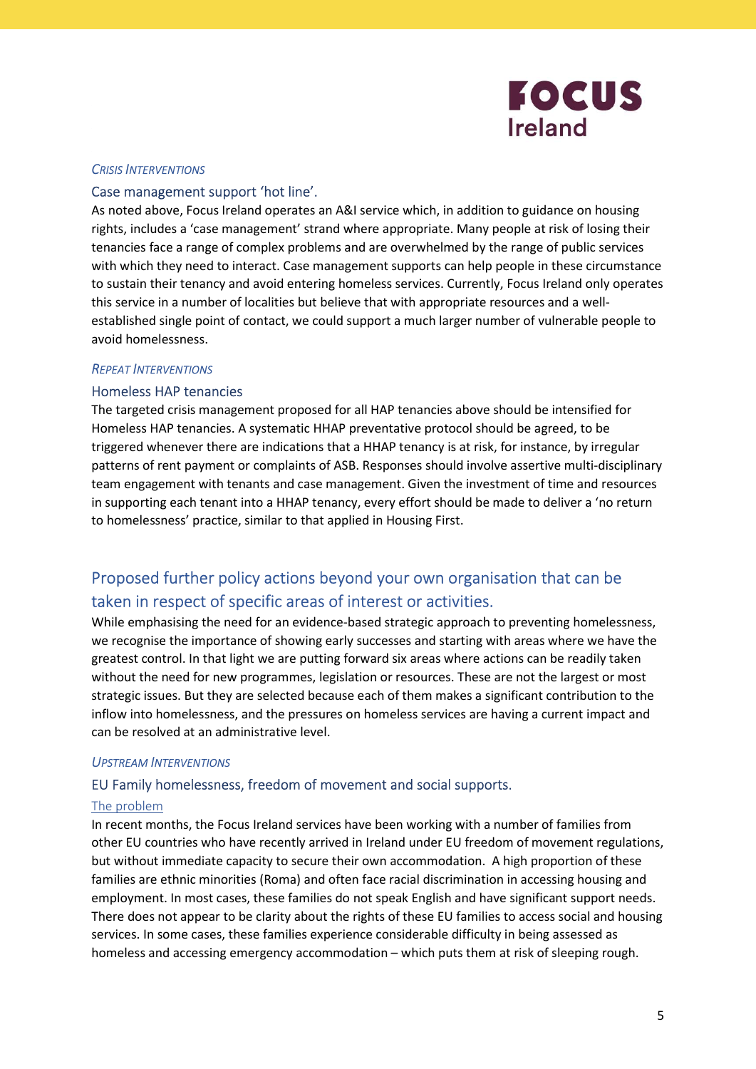*Crisis Interventions*

### Case management support 'hot line'.

As noted above, Focus Ireland operates an A&I service which, in addition to guidance on housing rights, includes a 'case management' strand where appropriate. Many people at risk of losing their tenancies face a range of complex problems and are overwhelmed by the range of public services with which they need to interact. Case management supports can help people in these circumstance to sustain their tenancy and avoid entering homeless services. Currently, Focus Ireland only operates this service in a number of localities but believe that with appropriate resources and a well-established single point of contact, we could support a much larger number of vulnerable people to avoid homelessness.

*Repeat Interventions*

### Homeless HAP tenancies

The targeted crisis management proposed for all HAP tenancies above should be intensified for Homeless HAP tenancies. A systematic HHAP preventative protocol should be agreed, to be triggered whenever there are indications that a HHAP tenancy is at risk, for instance, by irregular patterns of rent payment or complaints of ASB. Responses should involve assertive multi-disciplinary team engagement with tenants and case management. Given the investment of time and resources in supporting each tenant into a HHAP tenancy, every effort should be made to deliver a 'no return to homelessness' practice, similar to that applied in Housing First.

## Proposed further policy actions beyond your own organisation that can be taken in respect of specific areas of interest or activities.

While emphasising the need for an evidence-based strategic approach to preventing homelessness, we recognise the importance of showing early successes and starting with areas where we have the greatest control. In that light we are putting forward six areas where actions can be readily taken without the need for new programmes, legislation or resources. These are not the largest or most strategic issues. But they are selected because each of them makes a significant contribution to the inflow into homelessness, and the pressures on homeless services are having a current impact and can be resolved at an administrative level.

*Upstream Interventions*

### EU Family homelessness, freedom of movement and social supports.

The problem

In recent months, the Focus Ireland services have been working with a number of families from other EU countries who have recently arrived in Ireland under EU freedom of movement regulations, but without immediate capacity to secure their own accommodation. A high proportion of these families are ethnic minorities (Roma) and often face racial discrimination in accessing housing and employment. In most cases, these families do not speak English and have significant support needs. There does not appear to be clarity about the rights of these EU families to access social and housing services. In some cases, these families experience considerable difficulty in being assessed as homeless and accessing emergency accommodation – which puts them at risk of sleeping rough.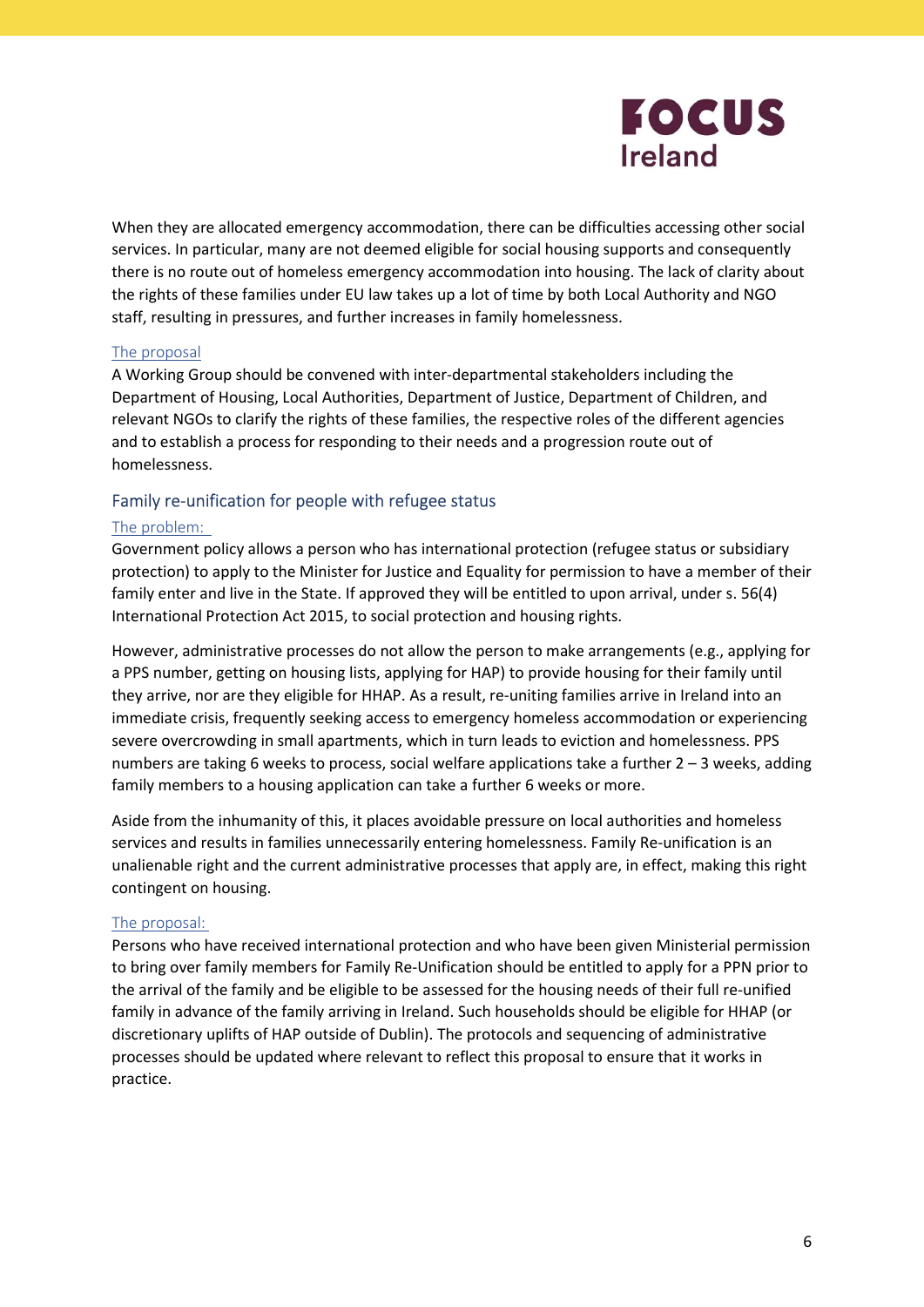When they are allocated emergency accommodation, there can be difficulties accessing other social services. In particular, many are not deemed eligible for social housing supports and consequently there is no route out of homeless emergency accommodation into housing. The lack of clarity about the rights of these families under EU law takes up a lot of time by both Local Authority and NGO staff, resulting in pressures, and further increases in family homelessness.

#### The proposal

A Working Group should be convened with inter-departmental stakeholders including the Department of Housing, Local Authorities, Department of Justice, Department of Children, and relevant NGOs to clarify the rights of these families, the respective roles of the different agencies and to establish a process for responding to their needs and a progression route out of homelessness.

### Family re-unification for people with refugee status

#### The problem:

Government policy allows a person who has international protection (refugee status or subsidiary protection) to apply to the Minister for Justice and Equality for permission to have a member of their family enter and live in the State. If approved they will be entitled to upon arrival, under s. 56(4) International Protection Act 2015, to social protection and housing rights.

However, administrative processes do not allow the person to make arrangements (e.g., applying for a PPS number, getting on housing lists, applying for HAP) to provide housing for their family until they arrive, nor are they eligible for HHAP. As a result, re-uniting families arrive in Ireland into an immediate crisis, frequently seeking access to emergency homeless accommodation or experiencing severe overcrowding in small apartments, which in turn leads to eviction and homelessness. PPS numbers are taking 6 weeks to process, social welfare applications take a further 2 – 3 weeks, adding family members to a housing application can take a further 6 weeks or more.

Aside from the inhumanity of this, it places avoidable pressure on local authorities and homeless services and results in families unnecessarily entering homelessness. Family Re-unification is an unalienable right and the current administrative processes that apply are, in effect, making this right contingent on housing.

#### The proposal:

Persons who have received international protection and who have been given Ministerial permission to bring over family members for Family Re-Unification should be entitled to apply for a PPN prior to the arrival of the family and be eligible to be assessed for the housing needs of their full re-unified family in advance of the family arriving in Ireland. Such households should be eligible for HHAP (or discretionary uplifts of HAP outside of Dublin). The protocols and sequencing of administrative processes should be updated where relevant to reflect this proposal to ensure that it works in practice.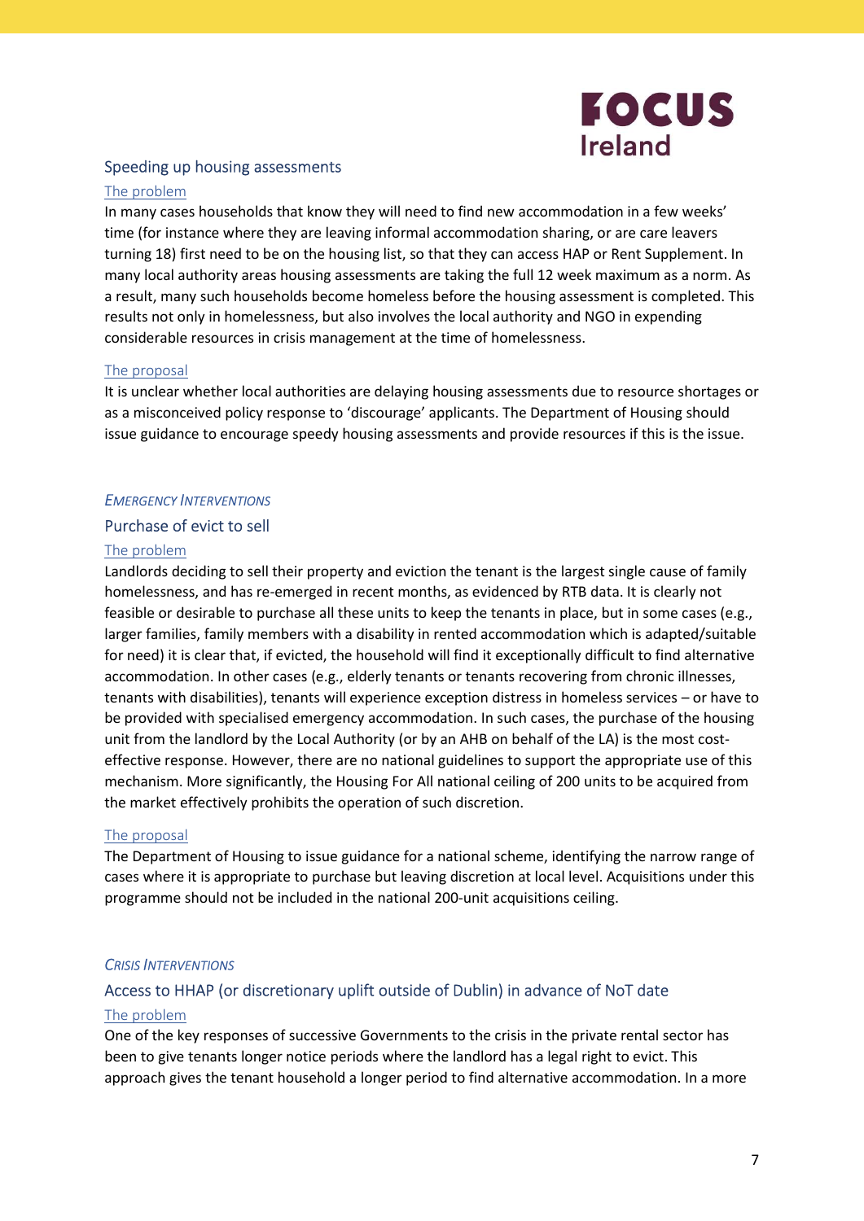### Speeding up housing assessments

The problem

In many cases households that know they will need to find new accommodation in a few weeks' time (for instance where they are leaving informal accommodation sharing, or are care leavers turning 18) first need to be on the housing list, so that they can access HAP or Rent Supplement. In many local authority areas housing assessments are taking the full 12 week maximum as a norm. As a result, many such households become homeless before the housing assessment is completed. This results not only in homelessness, but also involves the local authority and NGO in expending considerable resources in crisis management at the time of homelessness.

The proposal

It is unclear whether local authorities are delaying housing assessments due to resource shortages or as a misconceived policy response to 'discourage' applicants. The Department of Housing should issue guidance to encourage speedy housing assessments and provide resources if this is the issue.

## *Emergency Interventions*

### Purchase of evict to sell

The problem

Landlords deciding to sell their property and eviction the tenant is the largest single cause of family homelessness, and has re-emerged in recent months, as evidenced by RTB data. It is clearly not feasible or desirable to purchase all these units to keep the tenants in place, but in some cases (e.g., larger families, family members with a disability in rented accommodation which is adapted/suitable for need) it is clear that, if evicted, the household will find it exceptionally difficult to find alternative accommodation. In other cases (e.g., elderly tenants or tenants recovering from chronic illnesses, tenants with disabilities), tenants will experience exception distress in homeless services – or have to be provided with specialised emergency accommodation. In such cases, the purchase of the housing unit from the landlord by the Local Authority (or by an AHB on behalf of the LA) is the most cost-effective response. However, there are no national guidelines to support the appropriate use of this mechanism. More significantly, the Housing For All national ceiling of 200 units to be acquired from the market effectively prohibits the operation of such discretion.

The proposal

The Department of Housing to issue guidance for a national scheme, identifying the narrow range of cases where it is appropriate to purchase but leaving discretion at local level. Acquisitions under this programme should not be included in the national 200-unit acquisitions ceiling.

## *Crisis Interventions*

### Access to HHAP (or discretionary uplift outside of Dublin) in advance of NoT date

The problem

One of the key responses of successive Governments to the crisis in the private rental sector has been to give tenants longer notice periods where the landlord has a legal right to evict. This approach gives the tenant household a longer period to find alternative accommodation. In a more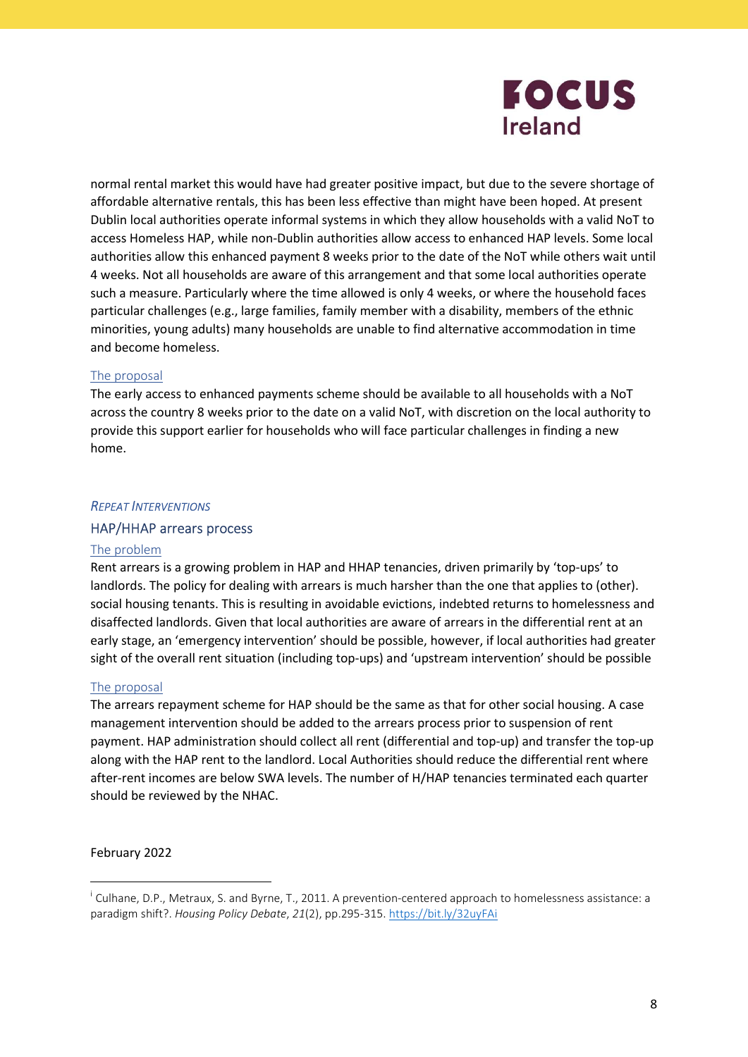normal rental market this would have had greater positive impact, but due to the severe shortage of affordable alternative rentals, this has been less effective than might have been hoped. At present Dublin local authorities operate informal systems in which they allow households with a valid NoT to access Homeless HAP, while non-Dublin authorities allow access to enhanced HAP levels. Some local authorities allow this enhanced payment 8 weeks prior to the date of the NoT while others wait until 4 weeks. Not all households are aware of this arrangement and that some local authorities operate such a measure. Particularly where the time allowed is only 4 weeks, or where the household faces particular challenges (e.g., large families, family member with a disability, members of the ethnic minorities, young adults) many households are unable to find alternative accommodation in time and become homeless.

#### The proposal

The early access to enhanced payments scheme should be available to all households with a NoT across the country 8 weeks prior to the date on a valid NoT, with discretion on the local authority to provide this support earlier for households who will face particular challenges in finding a new home.

## *Repeat Interventions*

### HAP/HHAP arrears process

#### The problem

Rent arrears is a growing problem in HAP and HHAP tenancies, driven primarily by 'top-ups' to landlords. The policy for dealing with arrears is much harsher than the one that applies to (other). social housing tenants. This is resulting in avoidable evictions, indebted returns to homelessness and disaffected landlords. Given that local authorities are aware of arrears in the differential rent at an early stage, an 'emergency intervention' should be possible, however, if local authorities had greater sight of the overall rent situation (including top-ups) and 'upstream intervention' should be possible

#### The proposal

The arrears repayment scheme for HAP should be the same as that for other social housing. A case management intervention should be added to the arrears process prior to suspension of rent payment. HAP administration should collect all rent (differential and top-up) and transfer the top-up along with the HAP rent to the landlord. Local Authorities should reduce the differential rent where after-rent incomes are below SWA levels. The number of H/HAP tenancies terminated each quarter should be reviewed by the NHAC.

February 2022

---

[i] Culhane, D.P., Metraux, S. and Byrne, T., 2011. A prevention-centered approach to homelessness assistance: a paradigm shift?. *Housing Policy Debate*, *21*(2), pp.295-315. https://bit.ly/32uyFAi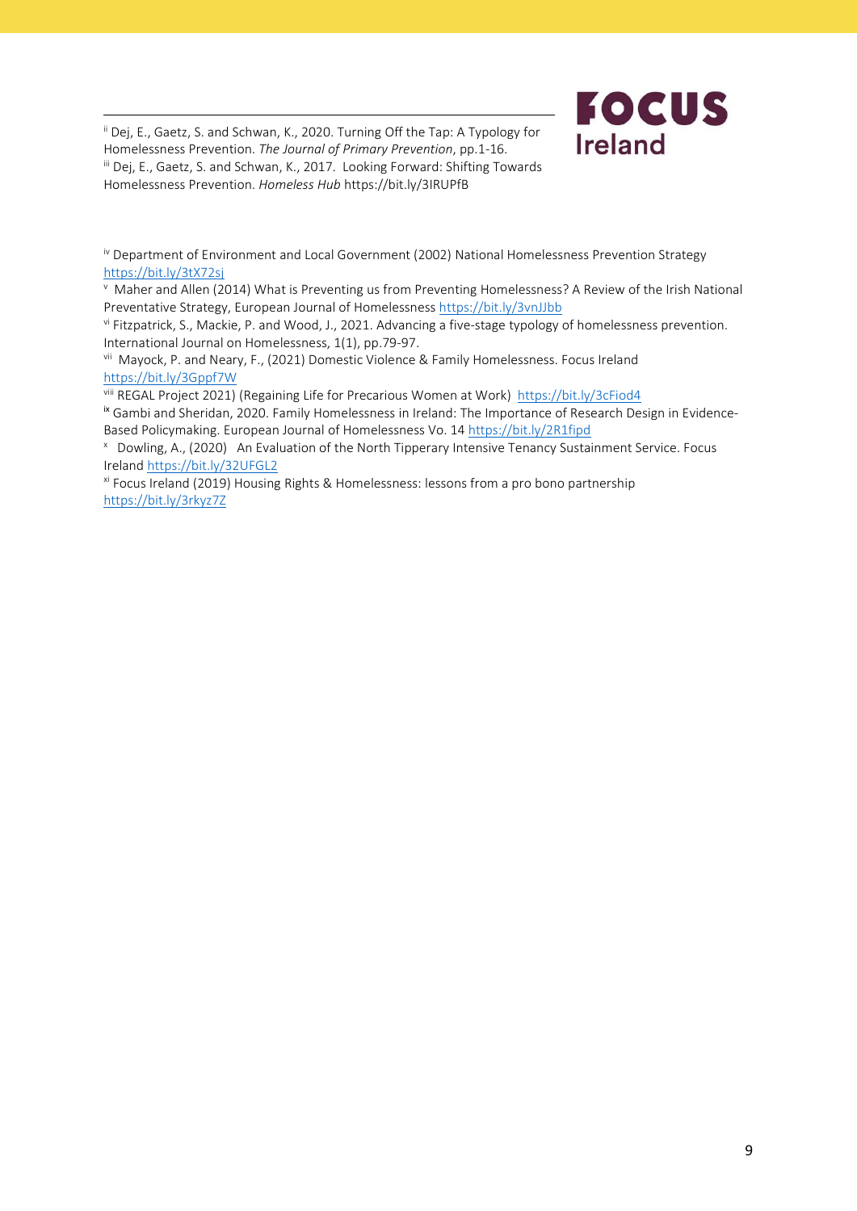[ii] Dej, E., Gaetz, S. and Schwan, K., 2020. Turning Off the Tap: A Typology for Homelessness Prevention. *The Journal of Primary Prevention*, pp.1-16.

[iii] Dej, E., Gaetz, S. and Schwan, K., 2017. Looking Forward: Shifting Towards Homelessness Prevention. *Homeless Hub* https://bit.ly/3IRUPfB

[iv] Department of Environment and Local Government (2002) National Homelessness Prevention Strategy https://bit.ly/3tX72sj

[v] Maher and Allen (2014) What is Preventing us from Preventing Homelessness? A Review of the Irish National Preventative Strategy, European Journal of Homelessness https://bit.ly/3vnJJbb

[vi] Fitzpatrick, S., Mackie, P. and Wood, J., 2021. Advancing a five-stage typology of homelessness prevention. International Journal on Homelessness, 1(1), pp.79-97.

[vii] Mayock, P. and Neary, F., (2021) Domestic Violence & Family Homelessness. Focus Ireland https://bit.ly/3Gppf7W

[viii] REGAL Project 2021) (Regaining Life for Precarious Women at Work) https://bit.ly/3cFiod4

[ix] Gambi and Sheridan, 2020. Family Homelessness in Ireland: The Importance of Research Design in Evidence-Based Policymaking. European Journal of Homelessness Vo. 14 https://bit.ly/2R1fipd

[x] Dowling, A., (2020) An Evaluation of the North Tipperary Intensive Tenancy Sustainment Service. Focus Ireland https://bit.ly/32UFGL2

[xi] Focus Ireland (2019) Housing Rights & Homelessness: lessons from a pro bono partnership https://bit.ly/3rkyz7Z